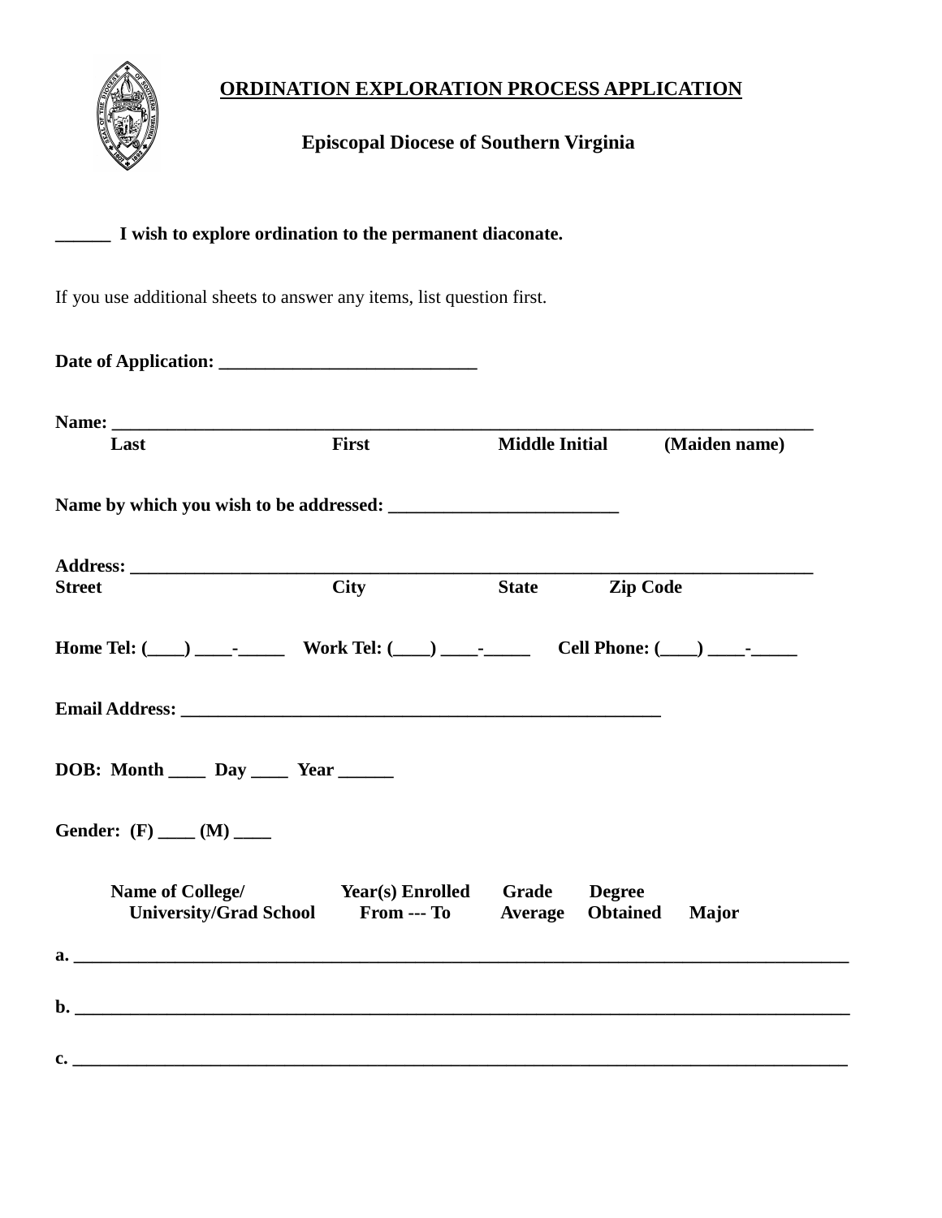# ORDINATION EXPLORATION PROCESS APPLICATION

## Episcopal Diocese of Southern Virginia

**______ I wish to explore ordination to the permanent diaconate.**

If you use additional sheets to answer any items, list question first.

**Date of Application: ____________________________**

**Name: ____________________________________________________________________________**
**Last First Middle Initial (Maiden name)**

**Name by which you wish to be addressed: _________________________**

**Address: __________________________________________________________________________**
**Street City State Zip Code**

**Home Tel: (____) ____-_____ Work Tel: (____) ____-_____ Cell Phone: (____) ____-_____**

**Email Address: _____________________________________________________**

**DOB: Month ____ Day ____ Year ______**

**Gender: (F) ____ (M) ____**

| Name of College/ University/Grad School | Year(s) Enrolled From --- To | Grade Average | Degree Obtained | Major |
|---|---|---|---|---|
| a. | | | | |
| b. | | | | |
| c. | | | | |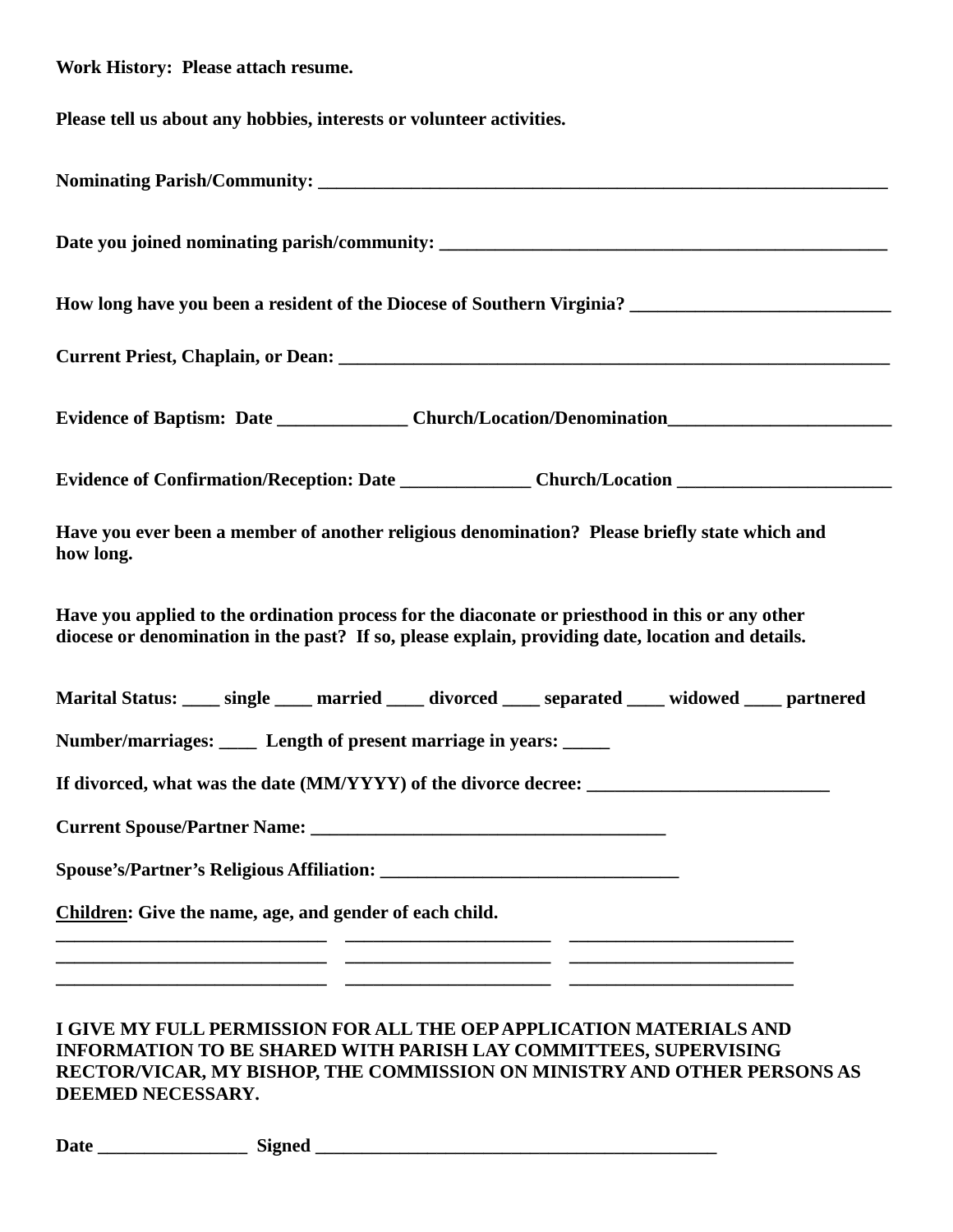**Work History: Please attach resume.**

**Please tell us about any hobbies, interests or volunteer activities.**

**Nominating Parish/Community: ________________________________________________________________**

**Date you joined nominating parish/community: __________________________________________________**

**How long have you been a resident of the Diocese of Southern Virginia? ____________________________**

**Current Priest, Chaplain, or Dean: ______________________________________________________________**

**Evidence of Baptism: Date ______________ Church/Location/Denomination________________________**

**Evidence of Confirmation/Reception: Date ______________ Church/Location _______________________**

**Have you ever been a member of another religious denomination? Please briefly state which and how long.**

**Have you applied to the ordination process for the diaconate or priesthood in this or any other diocese or denomination in the past? If so, please explain, providing date, location and details.**

**Marital Status: ____ single ____ married ____ divorced ____ separated ____ widowed ____ partnered**

**Number/marriages: ____ Length of present marriage in years: _____**

**If divorced, what was the date (MM/YYYY) of the divorce decree: __________________________**

**Current Spouse/Partner Name: ______________________________________**

**Spouse's/Partner's Religious Affiliation: ________________________________**

**<u>Children</u>: Give the name, age, and gender of each child.**

______________________________ ______________________ ________________________
______________________________ ______________________ ________________________
______________________________ ______________________ ________________________

**I GIVE MY FULL PERMISSION FOR ALL THE OEP APPLICATION MATERIALS AND INFORMATION TO BE SHARED WITH PARISH LAY COMMITTEES, SUPERVISING RECTOR/VICAR, MY BISHOP, THE COMMISSION ON MINISTRY AND OTHER PERSONS AS DEEMED NECESSARY.**

**Date ________________ Signed ____________________________________________**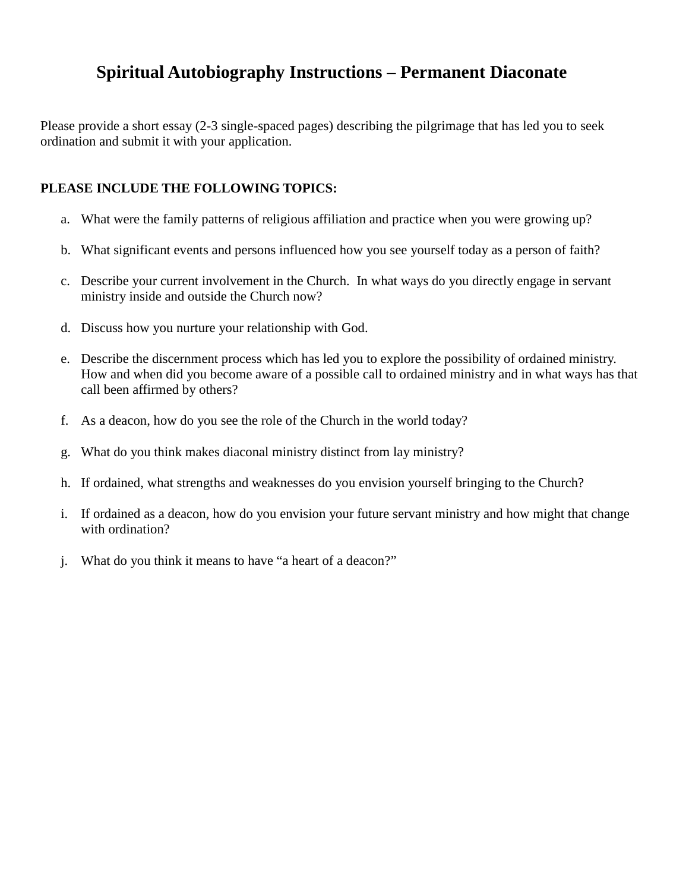# Spiritual Autobiography Instructions – Permanent Diaconate

Please provide a short essay (2-3 single-spaced pages) describing the pilgrimage that has led you to seek ordination and submit it with your application.

**PLEASE INCLUDE THE FOLLOWING TOPICS:**

a. What were the family patterns of religious affiliation and practice when you were growing up?

b. What significant events and persons influenced how you see yourself today as a person of faith?

c. Describe your current involvement in the Church. In what ways do you directly engage in servant ministry inside and outside the Church now?

d. Discuss how you nurture your relationship with God.

e. Describe the discernment process which has led you to explore the possibility of ordained ministry. How and when did you become aware of a possible call to ordained ministry and in what ways has that call been affirmed by others?

f. As a deacon, how do you see the role of the Church in the world today?

g. What do you think makes diaconal ministry distinct from lay ministry?

h. If ordained, what strengths and weaknesses do you envision yourself bringing to the Church?

i. If ordained as a deacon, how do you envision your future servant ministry and how might that change with ordination?

j. What do you think it means to have "a heart of a deacon?"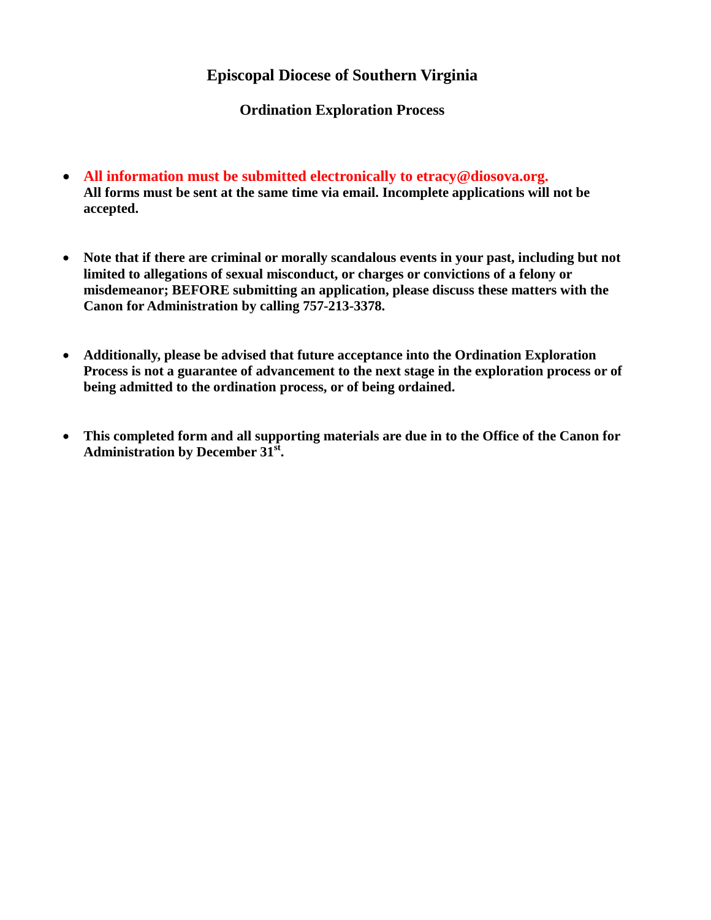# Episcopal Diocese of Southern Virginia

## Ordination Exploration Process

- **All information must be submitted electronically to etracy@diosova.org.** **All forms must be sent at the same time via email. Incomplete applications will not be accepted.**

- **Note that if there are criminal or morally scandalous events in your past, including but not limited to allegations of sexual misconduct, or charges or convictions of a felony or misdemeanor; BEFORE submitting an application, please discuss these matters with the Canon for Administration by calling 757-213-3378.**

- **Additionally, please be advised that future acceptance into the Ordination Exploration Process is not a guarantee of advancement to the next stage in the exploration process or of being admitted to the ordination process, or of being ordained.**

- **This completed form and all supporting materials are due in to the Office of the Canon for Administration by December 31st.**